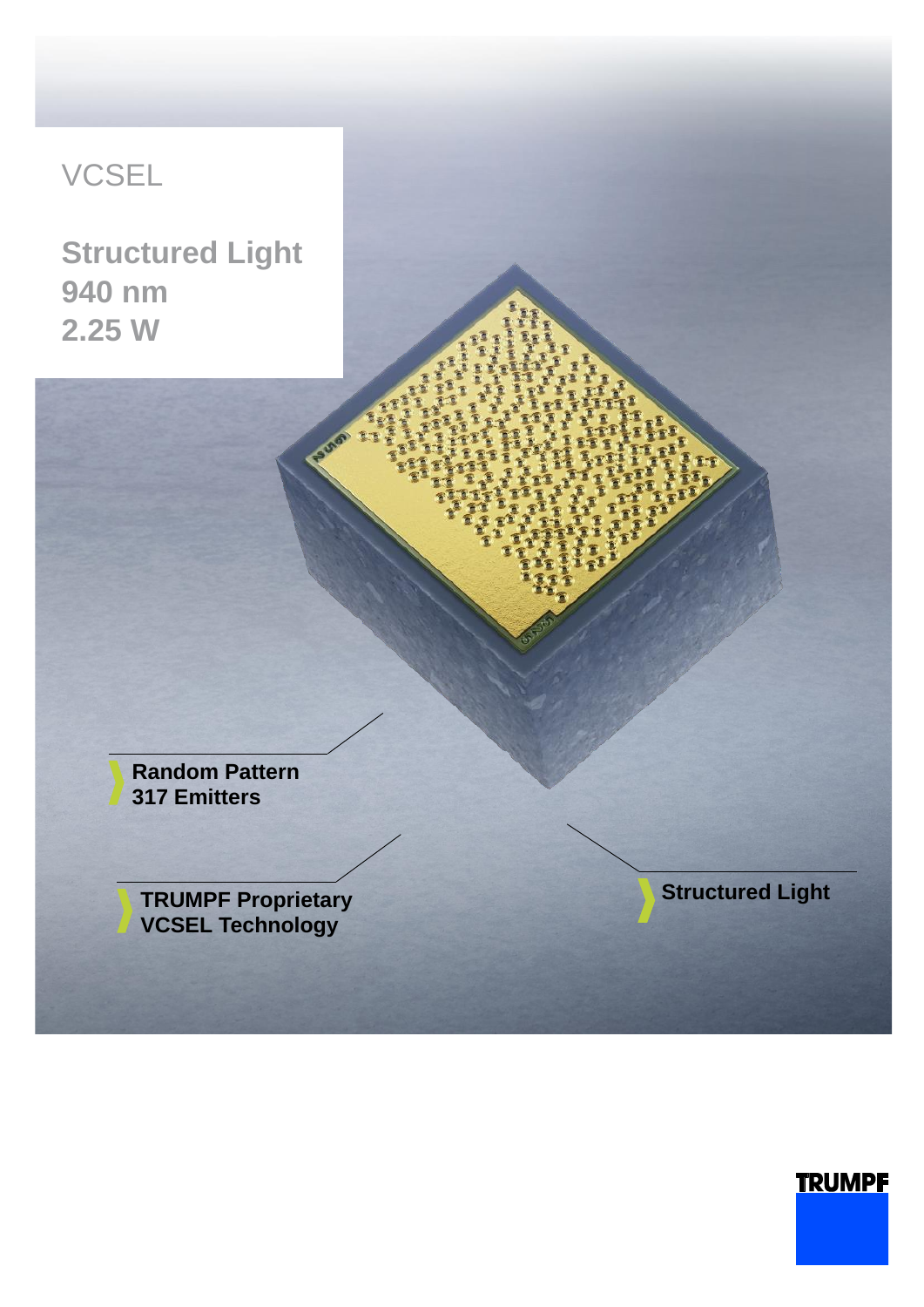# VCSEL

## Structured Light
## 940 nm
## 2.25 W

**Random Pattern**
**317 Emitters**

**TRUMPF Proprietary**
**VCSEL Technology**

**Structured Light**

TRUMPF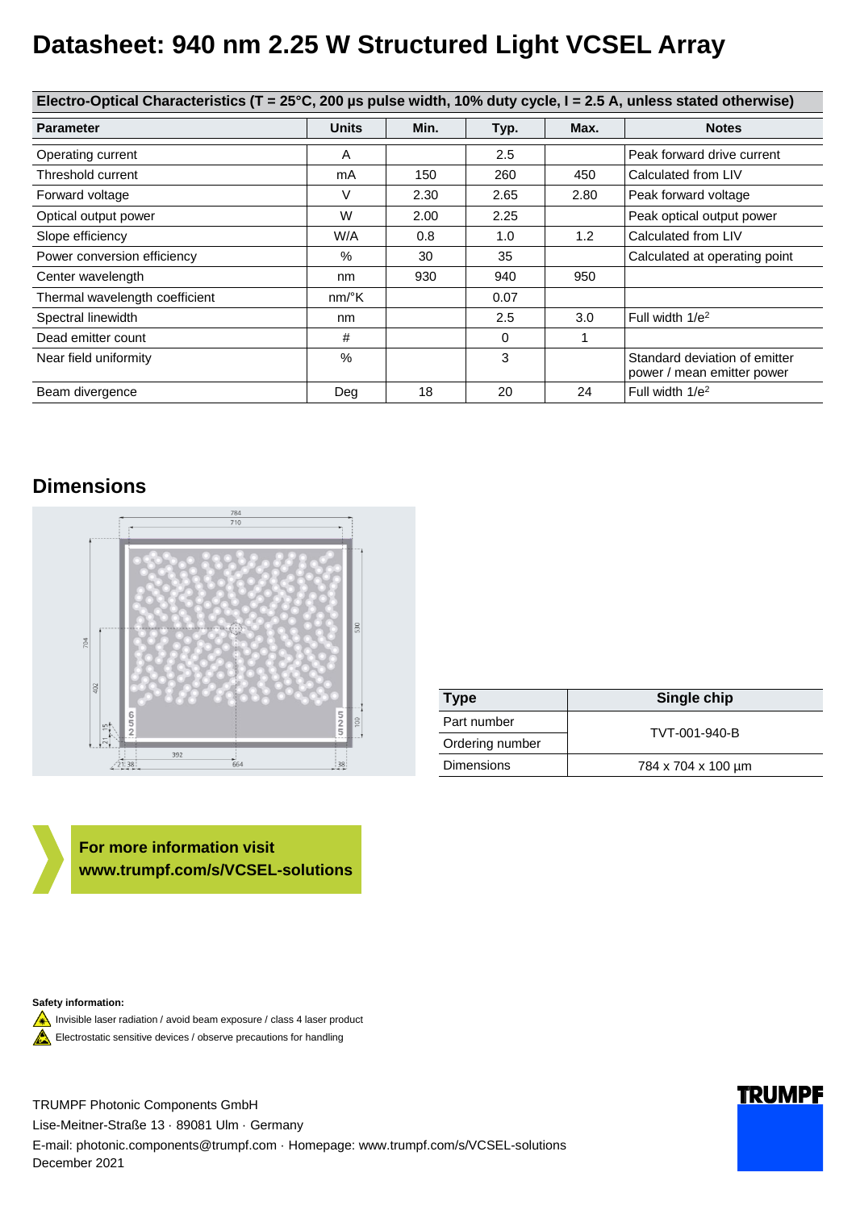# Datasheet: 940 nm 2.25 W Structured Light VCSEL Array

| Electro-Optical Characteristics (T = 25°C, 200 µs pulse width, 10% duty cycle, I = 2.5 A, unless stated otherwise) | | | | | |
|---|---|---|---|---|---|
| **Parameter** | **Units** | **Min.** | **Typ.** | **Max.** | **Notes** |
| Operating current | A | | 2.5 | | Peak forward drive current |
| Threshold current | mA | 150 | 260 | 450 | Calculated from LIV |
| Forward voltage | V | 2.30 | 2.65 | 2.80 | Peak forward voltage |
| Optical output power | W | 2.00 | 2.25 | | Peak optical output power |
| Slope efficiency | W/A | 0.8 | 1.0 | 1.2 | Calculated from LIV |
| Power conversion efficiency | % | 30 | 35 | | Calculated at operating point |
| Center wavelength | nm | 930 | 940 | 950 | |
| Thermal wavelength coefficient | nm/°K | | 0.07 | | |
| Spectral linewidth | nm | | 2.5 | 3.0 | Full width $1/e^2$ |
| Dead emitter count | # | | 0 | 1 | |
| Near field uniformity | % | | 3 | | Standard deviation of emitter power / mean emitter power |
| Beam divergence | Deg | 18 | 20 | 24 | Full width $1/e^2$ |

## Dimensions

784
710
704
402
530
100
15
21
38
392
664
38

| Type | Single chip |
|---|---|
| Part number | TVT-001-940-B |
| Ordering number | |
| Dimensions | 784 x 704 x 100 µm |

**For more information visit www.trumpf.com/s/VCSEL-solutions**

**Safety information:**

Invisible laser radiation / avoid beam exposure / class 4 laser product

Electrostatic sensitive devices / observe precautions for handling

TRUMPF Photonic Components GmbH
Lise-Meitner-Straße 13 · 89081 Ulm · Germany
E-mail: photonic.components@trumpf.com · Homepage: www.trumpf.com/s/VCSEL-solutions
December 2021

TRUMPF